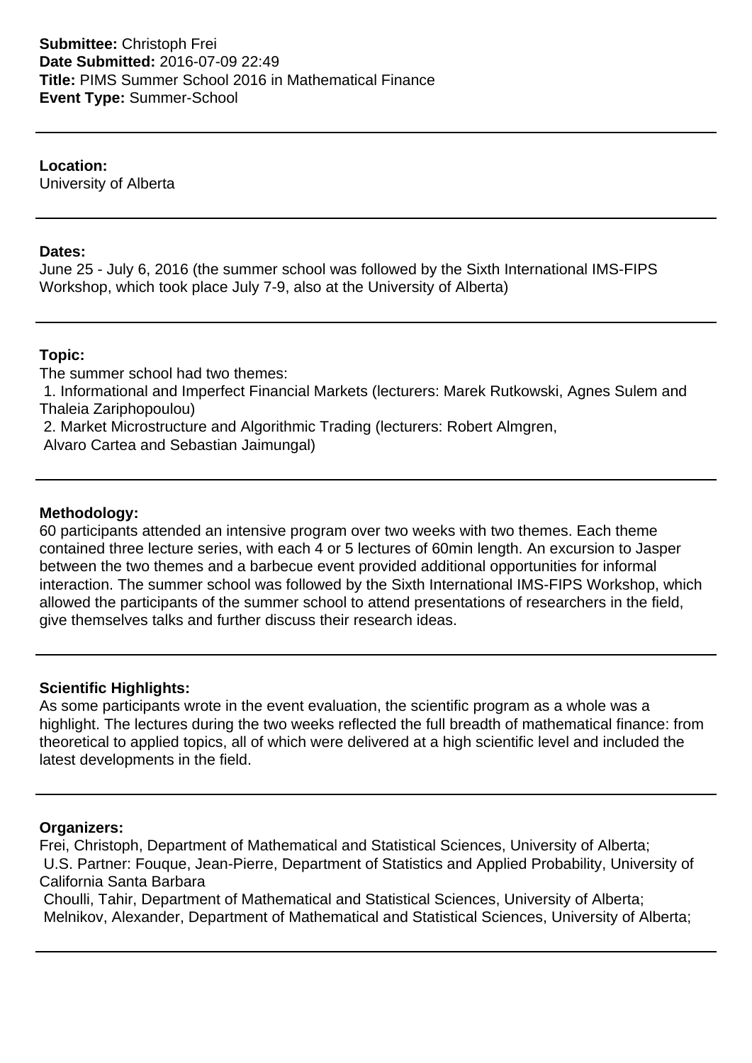**Submittee:** Christoph Frei
**Date Submitted:** 2016-07-09 22:49
**Title:** PIMS Summer School 2016 in Mathematical Finance
**Event Type:** Summer-School

---

**Location:**
University of Alberta

---

**Dates:**
June 25 - July 6, 2016 (the summer school was followed by the Sixth International IMS-FIPS Workshop, which took place July 7-9, also at the University of Alberta)

---

**Topic:**
The summer school had two themes:
1. Informational and Imperfect Financial Markets (lecturers: Marek Rutkowski, Agnes Sulem and Thaleia Zariphopoulou)
2. Market Microstructure and Algorithmic Trading (lecturers: Robert Almgren, Alvaro Cartea and Sebastian Jaimungal)

---

**Methodology:**
60 participants attended an intensive program over two weeks with two themes. Each theme contained three lecture series, with each 4 or 5 lectures of 60min length. An excursion to Jasper between the two themes and a barbecue event provided additional opportunities for informal interaction. The summer school was followed by the Sixth International IMS-FIPS Workshop, which allowed the participants of the summer school to attend presentations of researchers in the field, give themselves talks and further discuss their research ideas.

---

**Scientific Highlights:**
As some participants wrote in the event evaluation, the scientific program as a whole was a highlight. The lectures during the two weeks reflected the full breadth of mathematical finance: from theoretical to applied topics, all of which were delivered at a high scientific level and included the latest developments in the field.

---

**Organizers:**
Frei, Christoph, Department of Mathematical and Statistical Sciences, University of Alberta;
U.S. Partner: Fouque, Jean-Pierre, Department of Statistics and Applied Probability, University of California Santa Barbara
Choulli, Tahir, Department of Mathematical and Statistical Sciences, University of Alberta;
Melnikov, Alexander, Department of Mathematical and Statistical Sciences, University of Alberta;

---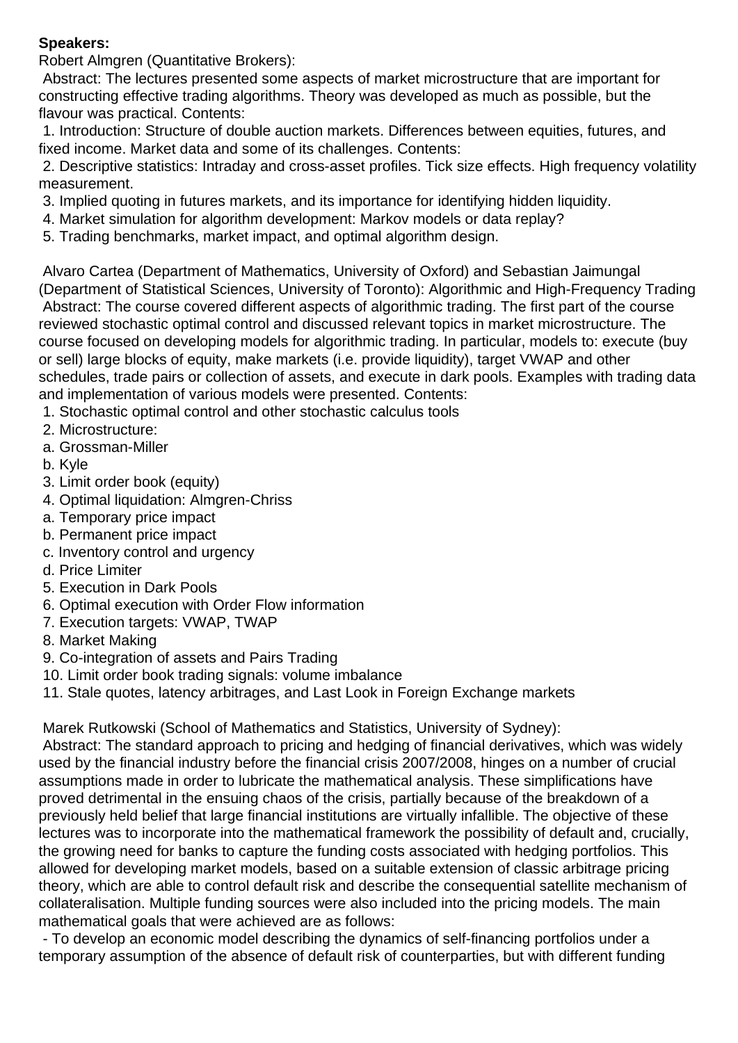**Speakers:**

Robert Almgren (Quantitative Brokers):

Abstract: The lectures presented some aspects of market microstructure that are important for constructing effective trading algorithms. Theory was developed as much as possible, but the flavour was practical. Contents:

1. Introduction: Structure of double auction markets. Differences between equities, futures, and fixed income. Market data and some of its challenges. Contents:
2. Descriptive statistics: Intraday and cross-asset profiles. Tick size effects. High frequency volatility measurement.
3. Implied quoting in futures markets, and its importance for identifying hidden liquidity.
4. Market simulation for algorithm development: Markov models or data replay?
5. Trading benchmarks, market impact, and optimal algorithm design.

Alvaro Cartea (Department of Mathematics, University of Oxford) and Sebastian Jaimungal (Department of Statistical Sciences, University of Toronto): Algorithmic and High-Frequency Trading

Abstract: The course covered different aspects of algorithmic trading. The first part of the course reviewed stochastic optimal control and discussed relevant topics in market microstructure. The course focused on developing models for algorithmic trading. In particular, models to: execute (buy or sell) large blocks of equity, make markets (i.e. provide liquidity), target VWAP and other schedules, trade pairs or collection of assets, and execute in dark pools. Examples with trading data and implementation of various models were presented. Contents:

1. Stochastic optimal control and other stochastic calculus tools
2. Microstructure:
   a. Grossman-Miller
   b. Kyle
3. Limit order book (equity)
4. Optimal liquidation: Almgren-Chriss
   a. Temporary price impact
   b. Permanent price impact
   c. Inventory control and urgency
   d. Price Limiter
5. Execution in Dark Pools
6. Optimal execution with Order Flow information
7. Execution targets: VWAP, TWAP
8. Market Making
9. Co-integration of assets and Pairs Trading
10. Limit order book trading signals: volume imbalance
11. Stale quotes, latency arbitrages, and Last Look in Foreign Exchange markets

Marek Rutkowski (School of Mathematics and Statistics, University of Sydney):

Abstract: The standard approach to pricing and hedging of financial derivatives, which was widely used by the financial industry before the financial crisis 2007/2008, hinges on a number of crucial assumptions made in order to lubricate the mathematical analysis. These simplifications have proved detrimental in the ensuing chaos of the crisis, partially because of the breakdown of a previously held belief that large financial institutions are virtually infallible. The objective of these lectures was to incorporate into the mathematical framework the possibility of default and, crucially, the growing need for banks to capture the funding costs associated with hedging portfolios. This allowed for developing market models, based on a suitable extension of classic arbitrage pricing theory, which are able to control default risk and describe the consequential satellite mechanism of collateralisation. Multiple funding sources were also included into the pricing models. The main mathematical goals that were achieved are as follows:

- To develop an economic model describing the dynamics of self-financing portfolios under a temporary assumption of the absence of default risk of counterparties, but with different funding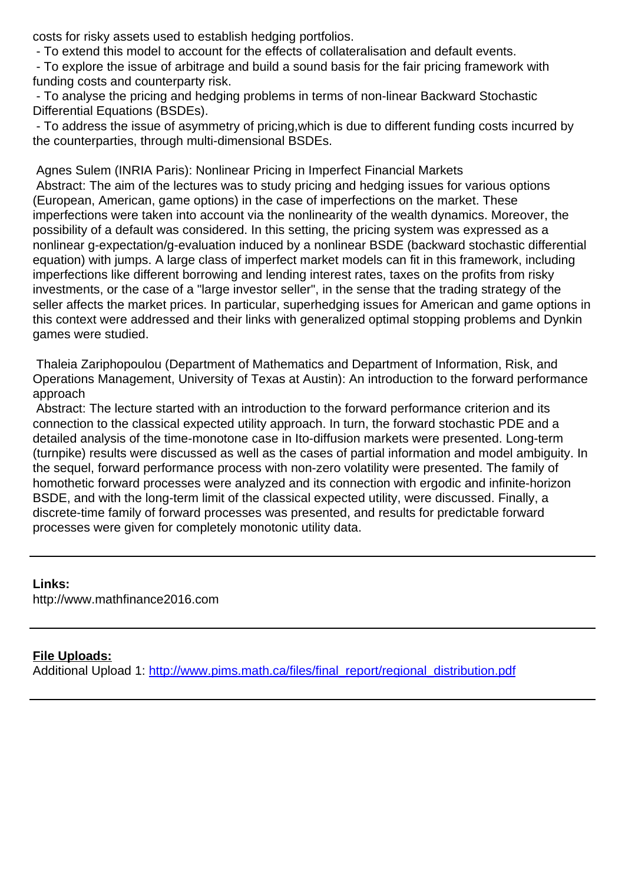costs for risky assets used to establish hedging portfolios.

- To extend this model to account for the effects of collateralisation and default events.
- To explore the issue of arbitrage and build a sound basis for the fair pricing framework with funding costs and counterparty risk.
- To analyse the pricing and hedging problems in terms of non-linear Backward Stochastic Differential Equations (BSDEs).
- To address the issue of asymmetry of pricing,which is due to different funding costs incurred by the counterparties, through multi-dimensional BSDEs.

Agnes Sulem (INRIA Paris): Nonlinear Pricing in Imperfect Financial Markets

Abstract: The aim of the lectures was to study pricing and hedging issues for various options (European, American, game options) in the case of imperfections on the market. These imperfections were taken into account via the nonlinearity of the wealth dynamics. Moreover, the possibility of a default was considered. In this setting, the pricing system was expressed as a nonlinear g-expectation/g-evaluation induced by a nonlinear BSDE (backward stochastic differential equation) with jumps. A large class of imperfect market models can fit in this framework, including imperfections like different borrowing and lending interest rates, taxes on the profits from risky investments, or the case of a "large investor seller", in the sense that the trading strategy of the seller affects the market prices. In particular, superhedging issues for American and game options in this context were addressed and their links with generalized optimal stopping problems and Dynkin games were studied.

Thaleia Zariphopoulou (Department of Mathematics and Department of Information, Risk, and Operations Management, University of Texas at Austin): An introduction to the forward performance approach

Abstract: The lecture started with an introduction to the forward performance criterion and its connection to the classical expected utility approach. In turn, the forward stochastic PDE and a detailed analysis of the time-monotone case in Ito-diffusion markets were presented. Long-term (turnpike) results were discussed as well as the cases of partial information and model ambiguity. In the sequel, forward performance process with non-zero volatility were presented. The family of homothetic forward processes were analyzed and its connection with ergodic and infinite-horizon BSDE, and with the long-term limit of the classical expected utility, were discussed. Finally, a discrete-time family of forward processes was presented, and results for predictable forward processes were given for completely monotonic utility data.

---

**Links:**
http://www.mathfinance2016.com

---

**File Uploads:**
Additional Upload 1: http://www.pims.math.ca/files/final_report/regional_distribution.pdf

---